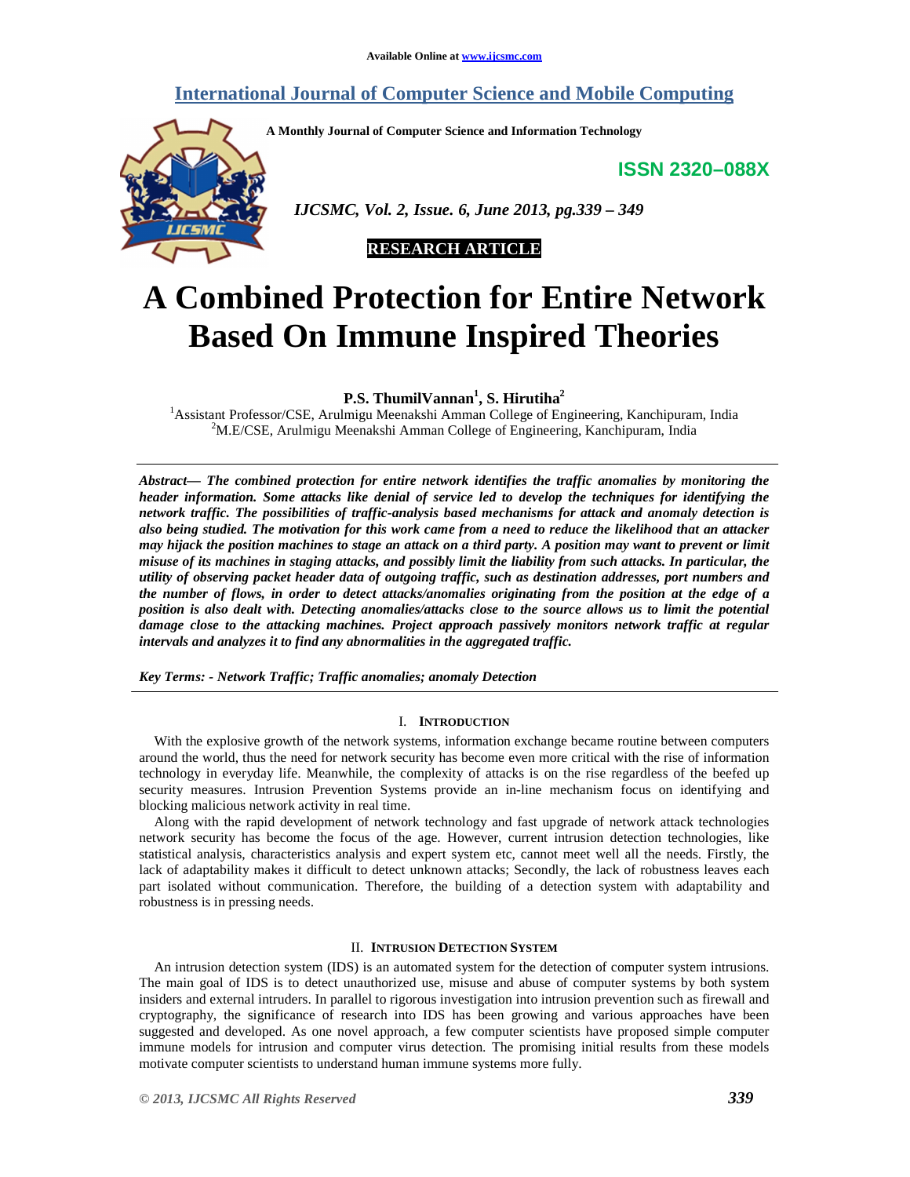Available Online at www.ijcsmc.com

# International Journal of Computer Science and Mobile Computing

A Monthly Journal of Computer Science and Information Technology

ISSN 2320–088X

*IJCSMC, Vol. 2, Issue. 6, June 2013, pg.339 – 349*

**RESEARCH ARTICLE**

# A Combined Protection for Entire Network Based On Immune Inspired Theories

**P.S. ThumilVannan[1], S. Hirutiha[2]**

[1]Assistant Professor/CSE, Arulmigu Meenakshi Amman College of Engineering, Kanchipuram, India
[2]M.E/CSE, Arulmigu Meenakshi Amman College of Engineering, Kanchipuram, India

***Abstract— The combined protection for entire network identifies the traffic anomalies by monitoring the header information. Some attacks like denial of service led to develop the techniques for identifying the network traffic. The possibilities of traffic-analysis based mechanisms for attack and anomaly detection is also being studied. The motivation for this work came from a need to reduce the likelihood that an attacker may hijack the position machines to stage an attack on a third party. A position may want to prevent or limit misuse of its machines in staging attacks, and possibly limit the liability from such attacks. In particular, the utility of observing packet header data of outgoing traffic, such as destination addresses, port numbers and the number of flows, in order to detect attacks/anomalies originating from the position at the edge of a position is also dealt with. Detecting anomalies/attacks close to the source allows us to limit the potential damage close to the attacking machines. Project approach passively monitors network traffic at regular intervals and analyzes it to find any abnormalities in the aggregated traffic.***

***Key Terms: - Network Traffic; Traffic anomalies; anomaly Detection***

## I. Introduction

With the explosive growth of the network systems, information exchange became routine between computers around the world, thus the need for network security has become even more critical with the rise of information technology in everyday life. Meanwhile, the complexity of attacks is on the rise regardless of the beefed up security measures. Intrusion Prevention Systems provide an in-line mechanism focus on identifying and blocking malicious network activity in real time.

Along with the rapid development of network technology and fast upgrade of network attack technologies network security has become the focus of the age. However, current intrusion detection technologies, like statistical analysis, characteristics analysis and expert system etc, cannot meet well all the needs. Firstly, the lack of adaptability makes it difficult to detect unknown attacks; Secondly, the lack of robustness leaves each part isolated without communication. Therefore, the building of a detection system with adaptability and robustness is in pressing needs.

## II. Intrusion Detection System

An intrusion detection system (IDS) is an automated system for the detection of computer system intrusions. The main goal of IDS is to detect unauthorized use, misuse and abuse of computer systems by both system insiders and external intruders. In parallel to rigorous investigation into intrusion prevention such as firewall and cryptography, the significance of research into IDS has been growing and various approaches have been suggested and developed. As one novel approach, a few computer scientists have proposed simple computer immune models for intrusion and computer virus detection. The promising initial results from these models motivate computer scientists to understand human immune systems more fully.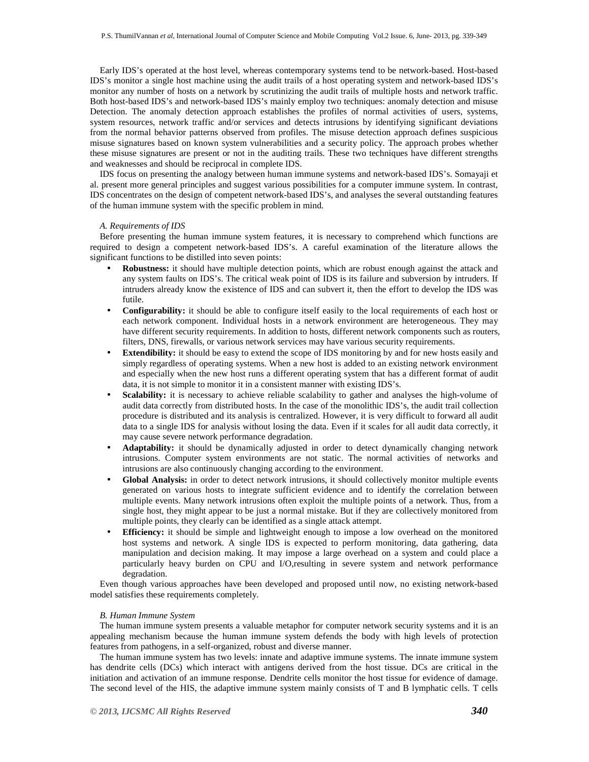Early IDS's operated at the host level, whereas contemporary systems tend to be network-based. Host-based IDS's monitor a single host machine using the audit trails of a host operating system and network-based IDS's monitor any number of hosts on a network by scrutinizing the audit trails of multiple hosts and network traffic. Both host-based IDS's and network-based IDS's mainly employ two techniques: anomaly detection and misuse Detection. The anomaly detection approach establishes the profiles of normal activities of users, systems, system resources, network traffic and/or services and detects intrusions by identifying significant deviations from the normal behavior patterns observed from profiles. The misuse detection approach defines suspicious misuse signatures based on known system vulnerabilities and a security policy. The approach probes whether these misuse signatures are present or not in the auditing trails. These two techniques have different strengths and weaknesses and should be reciprocal in complete IDS.

IDS focus on presenting the analogy between human immune systems and network-based IDS's. Somayaji et al. present more general principles and suggest various possibilities for a computer immune system. In contrast, IDS concentrates on the design of competent network-based IDS's, and analyses the several outstanding features of the human immune system with the specific problem in mind.

### *A. Requirements of IDS*

Before presenting the human immune system features, it is necessary to comprehend which functions are required to design a competent network-based IDS's. A careful examination of the literature allows the significant functions to be distilled into seven points:

- **Robustness:** it should have multiple detection points, which are robust enough against the attack and any system faults on IDS's. The critical weak point of IDS is its failure and subversion by intruders. If intruders already know the existence of IDS and can subvert it, then the effort to develop the IDS was futile.
- **Configurability:** it should be able to configure itself easily to the local requirements of each host or each network component. Individual hosts in a network environment are heterogeneous. They may have different security requirements. In addition to hosts, different network components such as routers, filters, DNS, firewalls, or various network services may have various security requirements.
- **Extendibility:** it should be easy to extend the scope of IDS monitoring by and for new hosts easily and simply regardless of operating systems. When a new host is added to an existing network environment and especially when the new host runs a different operating system that has a different format of audit data, it is not simple to monitor it in a consistent manner with existing IDS's.
- **Scalability:** it is necessary to achieve reliable scalability to gather and analyses the high-volume of audit data correctly from distributed hosts. In the case of the monolithic IDS's, the audit trail collection procedure is distributed and its analysis is centralized. However, it is very difficult to forward all audit data to a single IDS for analysis without losing the data. Even if it scales for all audit data correctly, it may cause severe network performance degradation.
- **Adaptability:** it should be dynamically adjusted in order to detect dynamically changing network intrusions. Computer system environments are not static. The normal activities of networks and intrusions are also continuously changing according to the environment.
- **Global Analysis:** in order to detect network intrusions, it should collectively monitor multiple events generated on various hosts to integrate sufficient evidence and to identify the correlation between multiple events. Many network intrusions often exploit the multiple points of a network. Thus, from a single host, they might appear to be just a normal mistake. But if they are collectively monitored from multiple points, they clearly can be identified as a single attack attempt.
- **Efficiency:** it should be simple and lightweight enough to impose a low overhead on the monitored host systems and network. A single IDS is expected to perform monitoring, data gathering, data manipulation and decision making. It may impose a large overhead on a system and could place a particularly heavy burden on CPU and I/O,resulting in severe system and network performance degradation.

Even though various approaches have been developed and proposed until now, no existing network-based model satisfies these requirements completely.

### *B. Human Immune System*

The human immune system presents a valuable metaphor for computer network security systems and it is an appealing mechanism because the human immune system defends the body with high levels of protection features from pathogens, in a self-organized, robust and diverse manner.

The human immune system has two levels: innate and adaptive immune systems. The innate immune system has dendrite cells (DCs) which interact with antigens derived from the host tissue. DCs are critical in the initiation and activation of an immune response. Dendrite cells monitor the host tissue for evidence of damage. The second level of the HIS, the adaptive immune system mainly consists of T and B lymphatic cells. T cells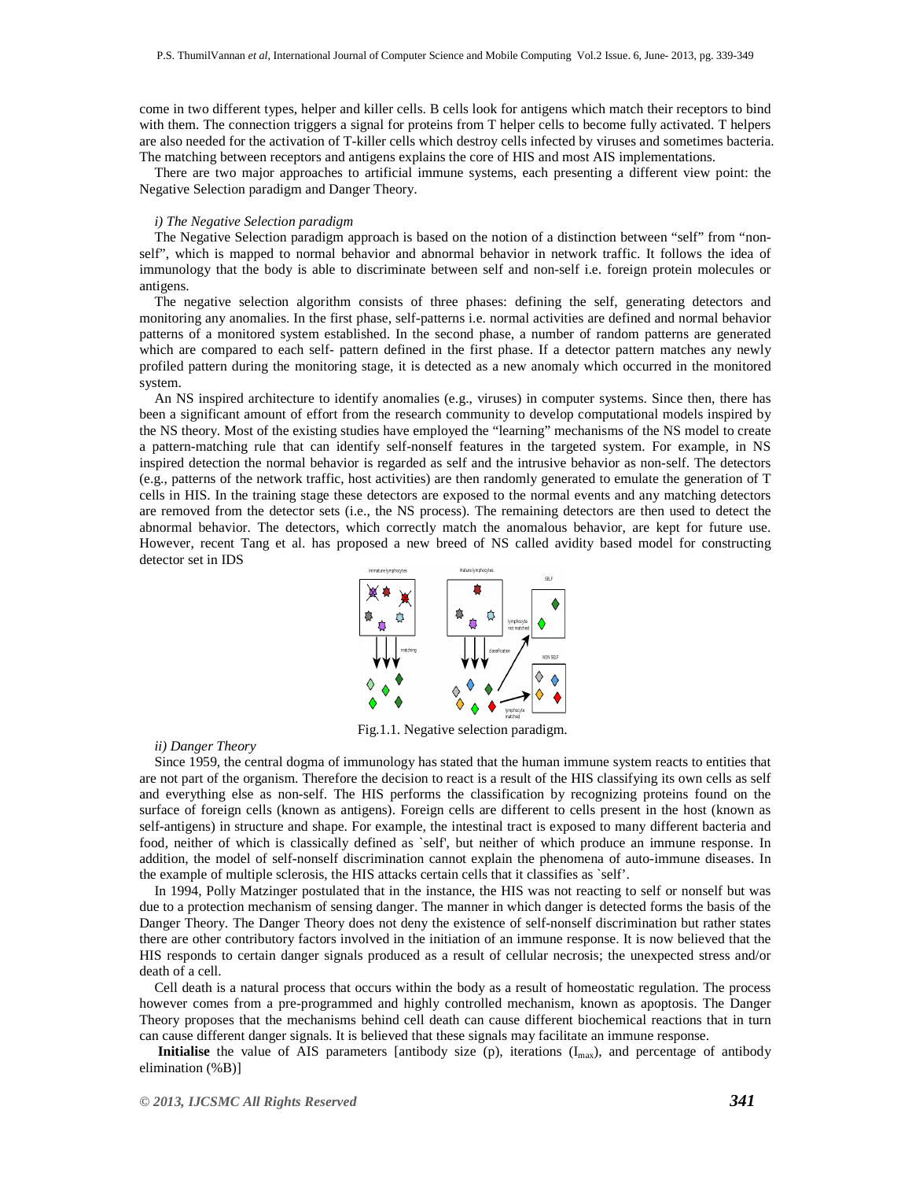come in two different types, helper and killer cells. B cells look for antigens which match their receptors to bind with them. The connection triggers a signal for proteins from T helper cells to become fully activated. T helpers are also needed for the activation of T-killer cells which destroy cells infected by viruses and sometimes bacteria. The matching between receptors and antigens explains the core of HIS and most AIS implementations.

There are two major approaches to artificial immune systems, each presenting a different view point: the Negative Selection paradigm and Danger Theory.

*i) The Negative Selection paradigm*

The Negative Selection paradigm approach is based on the notion of a distinction between "self" from "non-self", which is mapped to normal behavior and abnormal behavior in network traffic. It follows the idea of immunology that the body is able to discriminate between self and non-self i.e. foreign protein molecules or antigens.

The negative selection algorithm consists of three phases: defining the self, generating detectors and monitoring any anomalies. In the first phase, self-patterns i.e. normal activities are defined and normal behavior patterns of a monitored system established. In the second phase, a number of random patterns are generated which are compared to each self- pattern defined in the first phase. If a detector pattern matches any newly profiled pattern during the monitoring stage, it is detected as a new anomaly which occurred in the monitored system.

An NS inspired architecture to identify anomalies (e.g., viruses) in computer systems. Since then, there has been a significant amount of effort from the research community to develop computational models inspired by the NS theory. Most of the existing studies have employed the "learning" mechanisms of the NS model to create a pattern-matching rule that can identify self-nonself features in the targeted system. For example, in NS inspired detection the normal behavior is regarded as self and the intrusive behavior as non-self. The detectors (e.g., patterns of the network traffic, host activities) are then randomly generated to emulate the generation of T cells in HIS. In the training stage these detectors are exposed to the normal events and any matching detectors are removed from the detector sets (i.e., the NS process). The remaining detectors are then used to detect the abnormal behavior. The detectors, which correctly match the anomalous behavior, are kept for future use. However, recent Tang et al. has proposed a new breed of NS called avidity based model for constructing detector set in IDS

Immature lymphocytes

Mature lymphocytes

SELF

matching

classification

lymphocyte not matched

NON SELF

lymphocyte matched

Fig.1.1. Negative selection paradigm.

*ii) Danger Theory*

Since 1959, the central dogma of immunology has stated that the human immune system reacts to entities that are not part of the organism. Therefore the decision to react is a result of the HIS classifying its own cells as self and everything else as non-self. The HIS performs the classification by recognizing proteins found on the surface of foreign cells (known as antigens). Foreign cells are different to cells present in the host (known as self-antigens) in structure and shape. For example, the intestinal tract is exposed to many different bacteria and food, neither of which is classically defined as `self', but neither of which produce an immune response. In addition, the model of self-nonself discrimination cannot explain the phenomena of auto-immune diseases. In the example of multiple sclerosis, the HIS attacks certain cells that it classifies as `self'.

In 1994, Polly Matzinger postulated that in the instance, the HIS was not reacting to self or nonself but was due to a protection mechanism of sensing danger. The manner in which danger is detected forms the basis of the Danger Theory. The Danger Theory does not deny the existence of self-nonself discrimination but rather states there are other contributory factors involved in the initiation of an immune response. It is now believed that the HIS responds to certain danger signals produced as a result of cellular necrosis; the unexpected stress and/or death of a cell.

Cell death is a natural process that occurs within the body as a result of homeostatic regulation. The process however comes from a pre-programmed and highly controlled mechanism, known as apoptosis. The Danger Theory proposes that the mechanisms behind cell death can cause different biochemical reactions that in turn can cause different danger signals. It is believed that these signals may facilitate an immune response.

**Initialise** the value of AIS parameters [antibody size (p), iterations ($I_{max}$), and percentage of antibody elimination (%B)]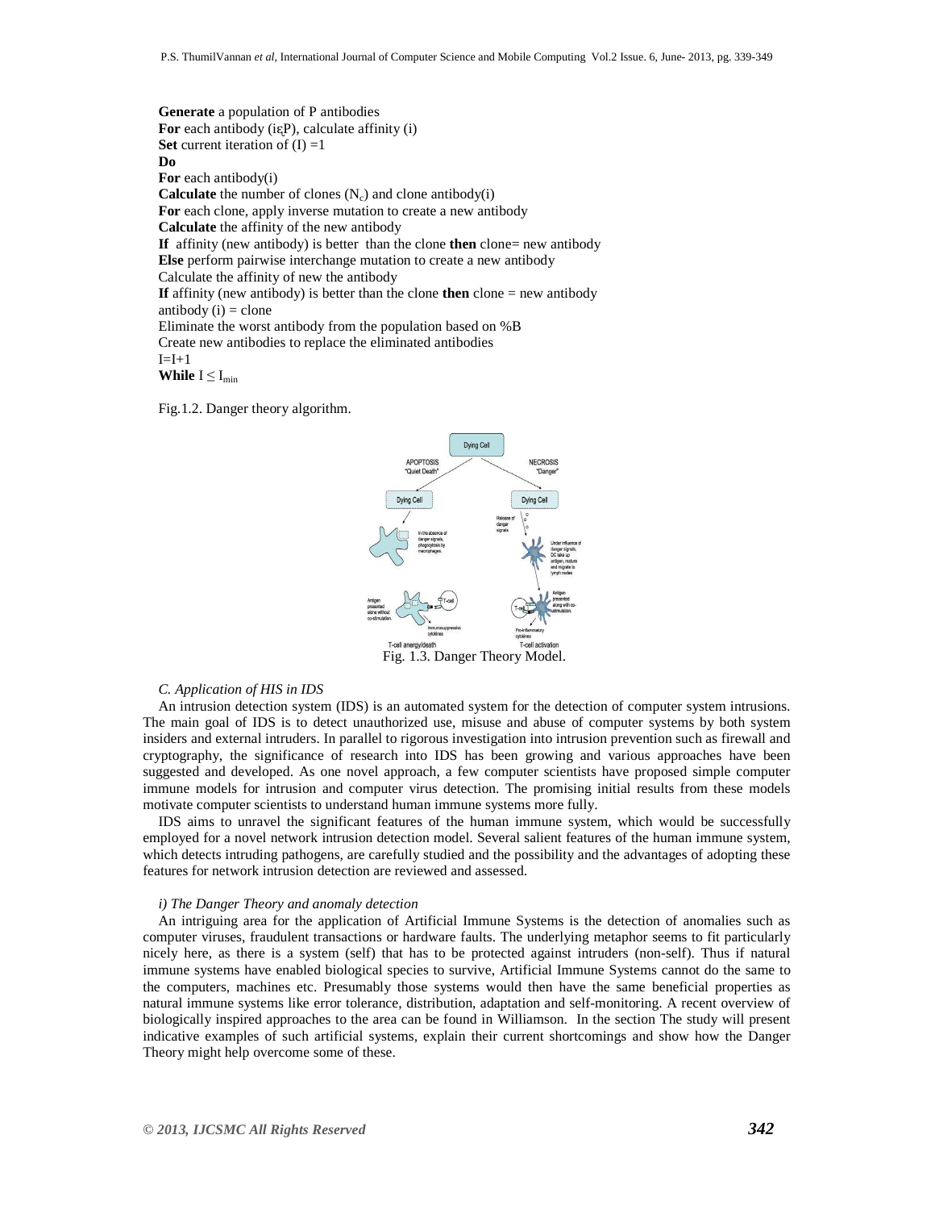**Generate** a population of P antibodies
**For** each antibody (iεP), calculate affinity (i)
**Set** current iteration of (I) =1
**Do**
**For** each antibody(i)
**Calculate** the number of clones ($N_c$) and clone antibody(i)
**For** each clone, apply inverse mutation to create a new antibody
**Calculate** the affinity of the new antibody
**If** affinity (new antibody) is better than the clone **then** clone= new antibody
**Else** perform pairwise interchange mutation to create a new antibody
Calculate the affinity of new the antibody
**If** affinity (new antibody) is better than the clone **then** clone = new antibody
antibody (i) = clone
Eliminate the worst antibody from the population based on %B
Create new antibodies to replace the eliminated antibodies
I=I+1
**While** $I \leq I_{min}$

Fig.1.2. Danger theory algorithm.

Dying Cell
APOPTOSIS "Quiet Death"
NECROSIS "Danger"
Dying Cell
Dying Cell
In the absence of danger signals, phagocytosis by macrophages.
Release of danger signals
Under influence of danger signals, DC take up antigen, mature and migrate to lymph nodes
Antigen presented alone without co-stimulation.
T-cell
Immunosuppressive cytokines
T-cell anergy/death
T-cell
Antigen presented along with co-stimulation.
Pro-inflammatory cytokines
T-cell activation

Fig. 1.3. Danger Theory Model.

*C. Application of HIS in IDS*

An intrusion detection system (IDS) is an automated system for the detection of computer system intrusions. The main goal of IDS is to detect unauthorized use, misuse and abuse of computer systems by both system insiders and external intruders. In parallel to rigorous investigation into intrusion prevention such as firewall and cryptography, the significance of research into IDS has been growing and various approaches have been suggested and developed. As one novel approach, a few computer scientists have proposed simple computer immune models for intrusion and computer virus detection. The promising initial results from these models motivate computer scientists to understand human immune systems more fully.

IDS aims to unravel the significant features of the human immune system, which would be successfully employed for a novel network intrusion detection model. Several salient features of the human immune system, which detects intruding pathogens, are carefully studied and the possibility and the advantages of adopting these features for network intrusion detection are reviewed and assessed.

*i) The Danger Theory and anomaly detection*

An intriguing area for the application of Artificial Immune Systems is the detection of anomalies such as computer viruses, fraudulent transactions or hardware faults. The underlying metaphor seems to fit particularly nicely here, as there is a system (self) that has to be protected against intruders (non-self). Thus if natural immune systems have enabled biological species to survive, Artificial Immune Systems cannot do the same to the computers, machines etc. Presumably those systems would then have the same beneficial properties as natural immune systems like error tolerance, distribution, adaptation and self-monitoring. A recent overview of biologically inspired approaches to the area can be found in Williamson. In the section The study will present indicative examples of such artificial systems, explain their current shortcomings and show how the Danger Theory might help overcome some of these.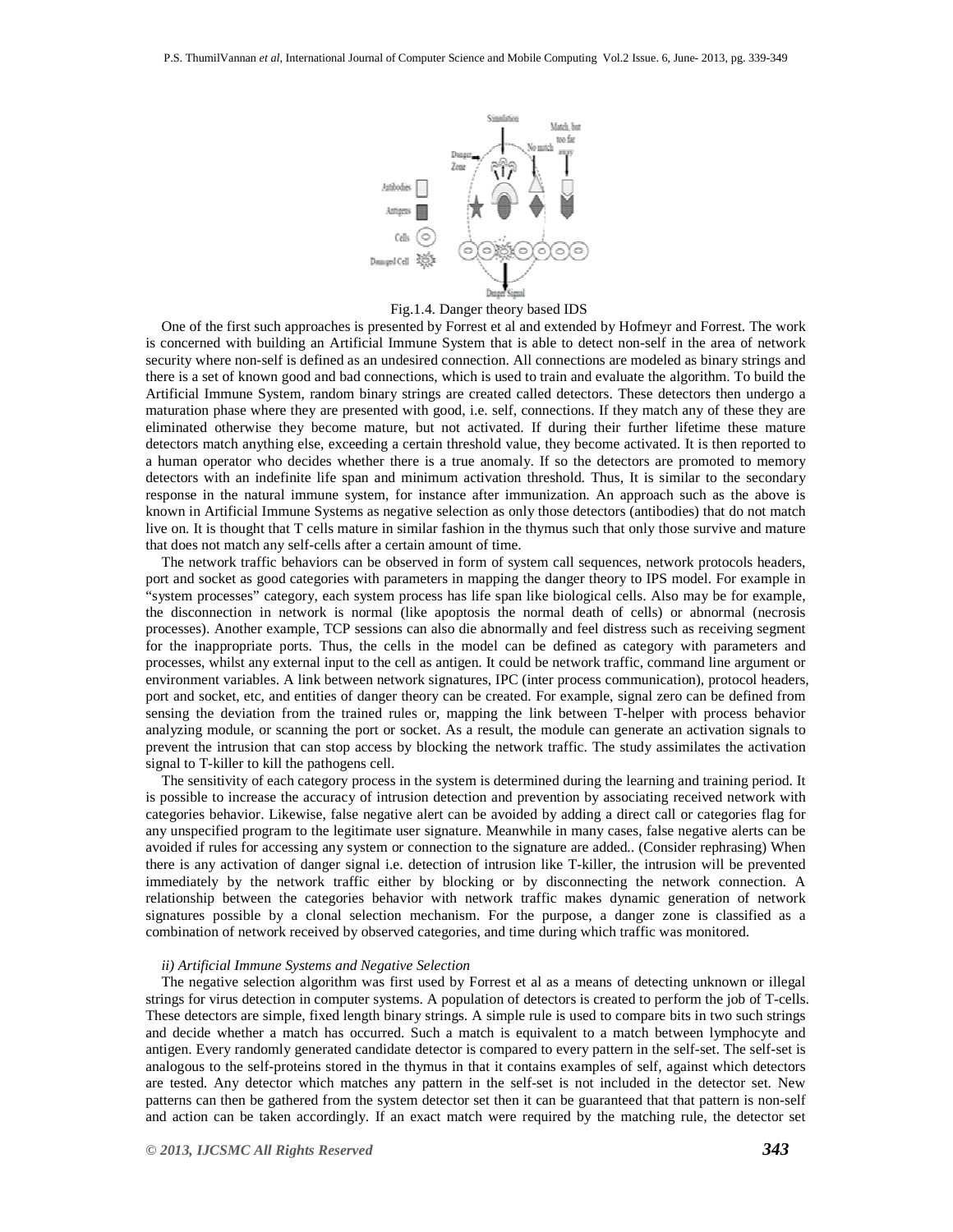Simulation

Match, but too far away

No match

Danger Zone

Antibodies

Antigens

Cells

Damaged Cell

Danger Signal

Fig.1.4. Danger theory based IDS

One of the first such approaches is presented by Forrest et al and extended by Hofmeyr and Forrest. The work is concerned with building an Artificial Immune System that is able to detect non-self in the area of network security where non-self is defined as an undesired connection. All connections are modeled as binary strings and there is a set of known good and bad connections, which is used to train and evaluate the algorithm. To build the Artificial Immune System, random binary strings are created called detectors. These detectors then undergo a maturation phase where they are presented with good, i.e. self, connections. If they match any of these they are eliminated otherwise they become mature, but not activated. If during their further lifetime these mature detectors match anything else, exceeding a certain threshold value, they become activated. It is then reported to a human operator who decides whether there is a true anomaly. If so the detectors are promoted to memory detectors with an indefinite life span and minimum activation threshold. Thus, It is similar to the secondary response in the natural immune system, for instance after immunization. An approach such as the above is known in Artificial Immune Systems as negative selection as only those detectors (antibodies) that do not match live on. It is thought that T cells mature in similar fashion in the thymus such that only those survive and mature that does not match any self-cells after a certain amount of time.

The network traffic behaviors can be observed in form of system call sequences, network protocols headers, port and socket as good categories with parameters in mapping the danger theory to IPS model. For example in "system processes" category, each system process has life span like biological cells. Also may be for example, the disconnection in network is normal (like apoptosis the normal death of cells) or abnormal (necrosis processes). Another example, TCP sessions can also die abnormally and feel distress such as receiving segment for the inappropriate ports. Thus, the cells in the model can be defined as category with parameters and processes, whilst any external input to the cell as antigen. It could be network traffic, command line argument or environment variables. A link between network signatures, IPC (inter process communication), protocol headers, port and socket, etc, and entities of danger theory can be created. For example, signal zero can be defined from sensing the deviation from the trained rules or, mapping the link between T-helper with process behavior analyzing module, or scanning the port or socket. As a result, the module can generate an activation signals to prevent the intrusion that can stop access by blocking the network traffic. The study assimilates the activation signal to T-killer to kill the pathogens cell.

The sensitivity of each category process in the system is determined during the learning and training period. It is possible to increase the accuracy of intrusion detection and prevention by associating received network with categories behavior. Likewise, false negative alert can be avoided by adding a direct call or categories flag for any unspecified program to the legitimate user signature. Meanwhile in many cases, false negative alerts can be avoided if rules for accessing any system or connection to the signature are added.. (Consider rephrasing) When there is any activation of danger signal i.e. detection of intrusion like T-killer, the intrusion will be prevented immediately by the network traffic either by blocking or by disconnecting the network connection. A relationship between the categories behavior with network traffic makes dynamic generation of network signatures possible by a clonal selection mechanism. For the purpose, a danger zone is classified as a combination of network received by observed categories, and time during which traffic was monitored.

*ii) Artificial Immune Systems and Negative Selection*

The negative selection algorithm was first used by Forrest et al as a means of detecting unknown or illegal strings for virus detection in computer systems. A population of detectors is created to perform the job of T-cells. These detectors are simple, fixed length binary strings. A simple rule is used to compare bits in two such strings and decide whether a match has occurred. Such a match is equivalent to a match between lymphocyte and antigen. Every randomly generated candidate detector is compared to every pattern in the self-set. The self-set is analogous to the self-proteins stored in the thymus in that it contains examples of self, against which detectors are tested. Any detector which matches any pattern in the self-set is not included in the detector set. New patterns can then be gathered from the system detector set then it can be guaranteed that that pattern is non-self and action can be taken accordingly. If an exact match were required by the matching rule, the detector set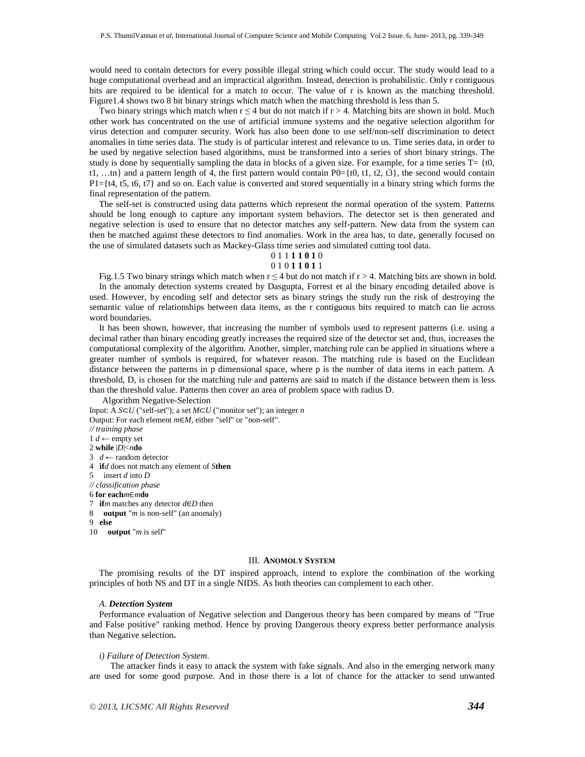would need to contain detectors for every possible illegal string which could occur. The study would lead to a huge computational overhead and an impractical algorithm. Instead, detection is probabilistic. Only r contiguous bits are required to be identical for a match to occur. The value of r is known as the matching threshold. Figure1.4 shows two 8 bit binary strings which match when the matching threshold is less than 5.

Two binary strings which match when $r \leq 4$ but do not match if $r > 4$. Matching bits are shown in bold. Much other work has concentrated on the use of artificial immune systems and the negative selection algorithm for virus detection and computer security. Work has also been done to use self/non-self discrimination to detect anomalies in time series data. The study is of particular interest and relevance to us. Time series data, in order to be used by negative selection based algorithms, must be transformed into a series of short binary strings. The study is done by sequentially sampling the data in blocks of a given size. For example, for a time series T= {t0, t1, …tn} and a pattern length of 4, the first pattern would contain P0={t0, t1, t2, t3}, the second would contain P1={t4, t5, t6, t7} and so on. Each value is converted and stored sequentially in a binary string which forms the final representation of the pattern.

The self-set is constructed using data patterns which represent the normal operation of the system. Patterns should be long enough to capture any important system behaviors. The detector set is then generated and negative selection is used to ensure that no detector matches any self-pattern. New data from the system can then be matched against these detectors to find anomalies. Work in the area has, to date, generally focused on the use of simulated datasets such as Mackey-Glass time series and simulated cutting tool data.

0 1 1 **1 1 0 1** 0

0 1 0 **1 1 0 1** 1

Fig.1.5 Two binary strings which match when $r \leq 4$ but do not match if $r > 4$. Matching bits are shown in bold.

In the anomaly detection systems created by Dasgupta, Forrest et al the binary encoding detailed above is used. However, by encoding self and detector sets as binary strings the study run the risk of destroying the semantic value of relationships between data items, as the r contiguous bits required to match can lie across word boundaries.

It has been shown, however, that increasing the number of symbols used to represent patterns (i.e. using a decimal rather than binary encoding greatly increases the required size of the detector set and, thus, increases the computational complexity of the algorithm. Another, simpler, matching rule can be applied in situations where a greater number of symbols is required, for whatever reason. The matching rule is based on the Euclidean distance between the patterns in p dimensional space, where p is the number of data items in each pattern. A threshold, D, is chosen for the matching rule and patterns are said to match if the distance between them is less than the threshold value. Patterns then cover an area of problem space with radius D.

Algorithm Negative-Selection

Input: A $S \subset U$ ("self-set"); a set $M \subset U$ ("monitor set"); an integer *n*

Output: For each element $m \in M$, either "self" or "non-self".

*// training phase*

1 $d \leftarrow$ empty set

2 **while** $|D|<n$ **do**

3 $d \leftarrow$ random detector

4 **if** *d* does not match any element of *S* **then**

5 insert *d* into *D*

*// classification phase*

6 **for each** $m \in m$ **do**

7 **if** *m* matches any detector $d \in D$ then

8 **output** "*m* is non-self" (an anomaly)

9 **else**

10 **output** "*m* is self"

## III. Anomoly System

The promising results of the DT inspired approach, intend to explore the combination of the working principles of both NS and DT in a single NIDS. As both theories can complement to each other.

### *A. Detection System*

Performance evaluation of Negative selection and Dangerous theory has been compared by means of "True and False positive" ranking method. Hence by proving Dangerous theory express better performance analysis than Negative selection**.**

#### *i) Failure of Detection System.*

The attacker finds it easy to attack the system with fake signals. And also in the emerging network many are used for some good purpose. And in those there is a lot of chance for the attacker to send unwanted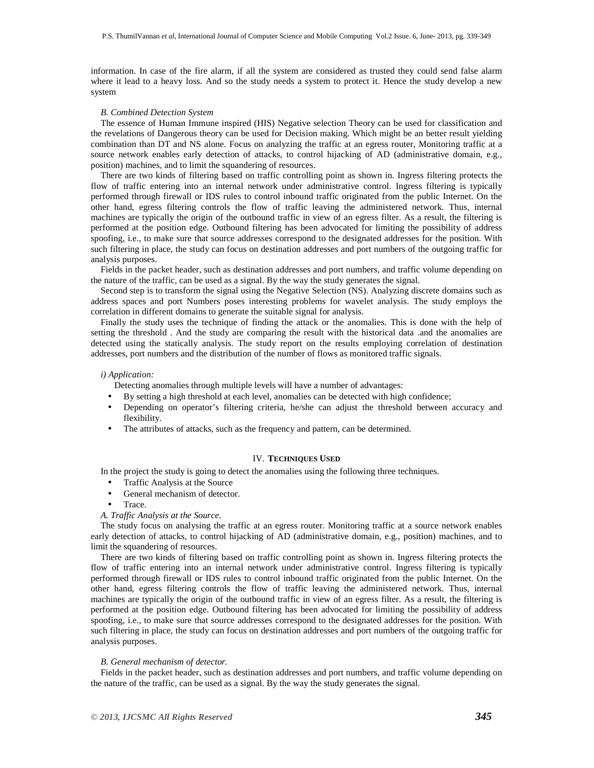information. In case of the fire alarm, if all the system are considered as trusted they could send false alarm where it lead to a heavy loss. And so the study needs a system to protect it. Hence the study develop a new system

*B. Combined Detection System*

The essence of Human Immune inspired (HIS) Negative selection Theory can be used for classification and the revelations of Dangerous theory can be used for Decision making. Which might be an better result yielding combination than DT and NS alone. Focus on analyzing the traffic at an egress router, Monitoring traffic at a source network enables early detection of attacks, to control hijacking of AD (administrative domain, e.g., position) machines, and to limit the squandering of resources.

There are two kinds of filtering based on traffic controlling point as shown in. Ingress filtering protects the flow of traffic entering into an internal network under administrative control. Ingress filtering is typically performed through firewall or IDS rules to control inbound traffic originated from the public Internet. On the other hand, egress filtering controls the flow of traffic leaving the administered network. Thus, internal machines are typically the origin of the outbound traffic in view of an egress filter. As a result, the filtering is performed at the position edge. Outbound filtering has been advocated for limiting the possibility of address spoofing, i.e., to make sure that source addresses correspond to the designated addresses for the position. With such filtering in place, the study can focus on destination addresses and port numbers of the outgoing traffic for analysis purposes.

Fields in the packet header, such as destination addresses and port numbers, and traffic volume depending on the nature of the traffic, can be used as a signal. By the way the study generates the signal.

Second step is to transform the signal using the Negative Selection (NS). Analyzing discrete domains such as address spaces and port Numbers poses interesting problems for wavelet analysis. The study employs the correlation in different domains to generate the suitable signal for analysis.

Finally the study uses the technique of finding the attack or the anomalies. This is done with the help of setting the threshold . And the study are comparing the result with the historical data .and the anomalies are detected using the statically analysis. The study report on the results employing correlation of destination addresses, port numbers and the distribution of the number of flows as monitored traffic signals.

*i) Application:*

Detecting anomalies through multiple levels will have a number of advantages:

- By setting a high threshold at each level, anomalies can be detected with high confidence;
- Depending on operator's filtering criteria, he/she can adjust the threshold between accuracy and flexibility.
- The attributes of attacks, such as the frequency and pattern, can be determined.

## IV. Techniques Used

In the project the study is going to detect the anomalies using the following three techniques.

- Traffic Analysis at the Source
- General mechanism of detector.
- Trace.

*A. Traffic Analysis at the Source.*

The study focus on analysing the traffic at an egress router. Monitoring traffic at a source network enables early detection of attacks, to control hijacking of AD (administrative domain, e.g., position) machines, and to limit the squandering of resources.

There are two kinds of filtering based on traffic controlling point as shown in. Ingress filtering protects the flow of traffic entering into an internal network under administrative control. Ingress filtering is typically performed through firewall or IDS rules to control inbound traffic originated from the public Internet. On the other hand, egress filtering controls the flow of traffic leaving the administered network. Thus, internal machines are typically the origin of the outbound traffic in view of an egress filter. As a result, the filtering is performed at the position edge. Outbound filtering has been advocated for limiting the possibility of address spoofing, i.e., to make sure that source addresses correspond to the designated addresses for the position. With such filtering in place, the study can focus on destination addresses and port numbers of the outgoing traffic for analysis purposes.

*B. General mechanism of detector.*

Fields in the packet header, such as destination addresses and port numbers, and traffic volume depending on the nature of the traffic, can be used as a signal. By the way the study generates the signal.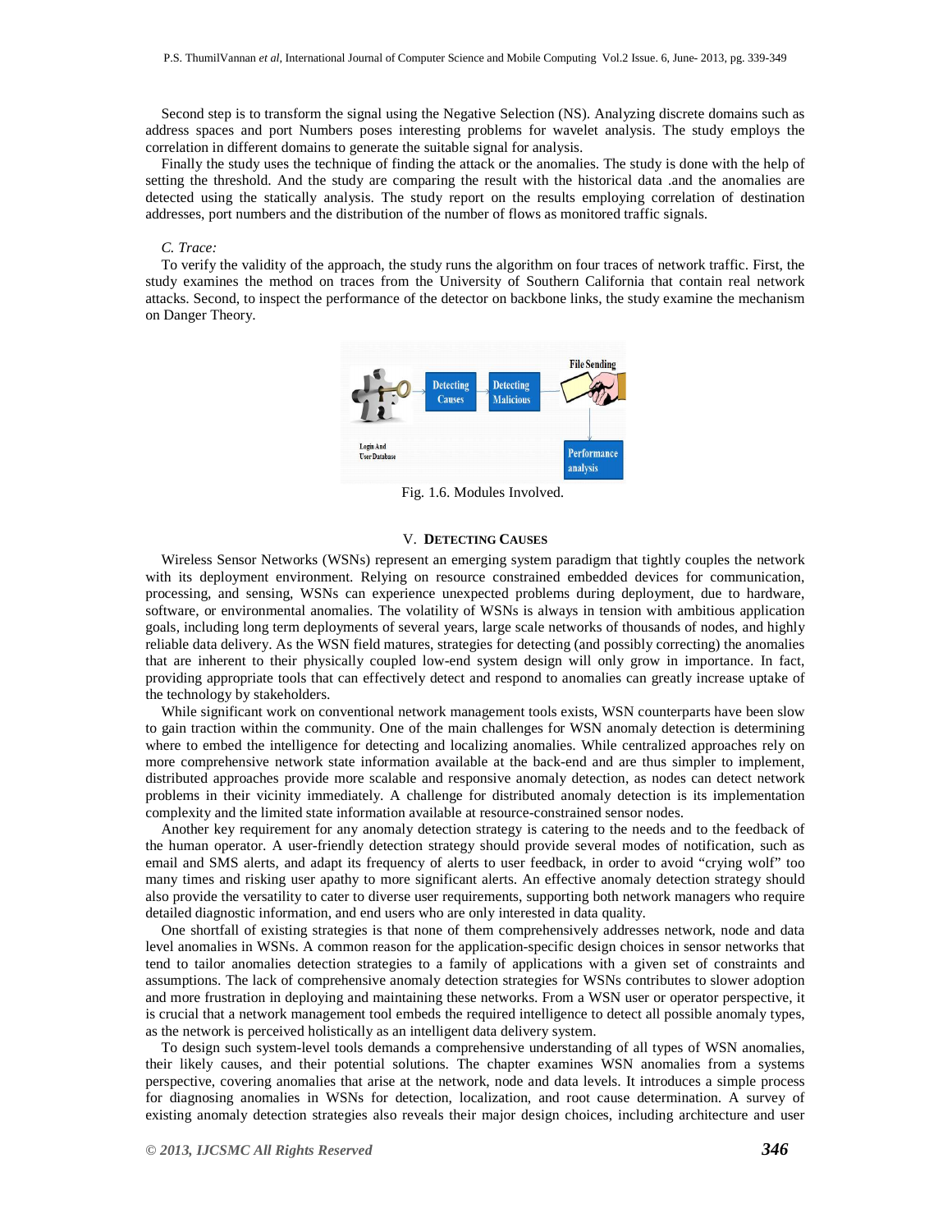Second step is to transform the signal using the Negative Selection (NS). Analyzing discrete domains such as address spaces and port Numbers poses interesting problems for wavelet analysis. The study employs the correlation in different domains to generate the suitable signal for analysis.

Finally the study uses the technique of finding the attack or the anomalies. The study is done with the help of setting the threshold. And the study are comparing the result with the historical data .and the anomalies are detected using the statically analysis. The study report on the results employing correlation of destination addresses, port numbers and the distribution of the number of flows as monitored traffic signals.

*C. Trace:*

To verify the validity of the approach, the study runs the algorithm on four traces of network traffic. First, the study examines the method on traces from the University of Southern California that contain real network attacks. Second, to inspect the performance of the detector on backbone links, the study examine the mechanism on Danger Theory.

Detecting Causes

Detecting Malicious

File Sending

Login And User Database

Performance analysis

Fig. 1.6. Modules Involved.

## V. Detecting Causes

Wireless Sensor Networks (WSNs) represent an emerging system paradigm that tightly couples the network with its deployment environment. Relying on resource constrained embedded devices for communication, processing, and sensing, WSNs can experience unexpected problems during deployment, due to hardware, software, or environmental anomalies. The volatility of WSNs is always in tension with ambitious application goals, including long term deployments of several years, large scale networks of thousands of nodes, and highly reliable data delivery. As the WSN field matures, strategies for detecting (and possibly correcting) the anomalies that are inherent to their physically coupled low-end system design will only grow in importance. In fact, providing appropriate tools that can effectively detect and respond to anomalies can greatly increase uptake of the technology by stakeholders.

While significant work on conventional network management tools exists, WSN counterparts have been slow to gain traction within the community. One of the main challenges for WSN anomaly detection is determining where to embed the intelligence for detecting and localizing anomalies. While centralized approaches rely on more comprehensive network state information available at the back-end and are thus simpler to implement, distributed approaches provide more scalable and responsive anomaly detection, as nodes can detect network problems in their vicinity immediately. A challenge for distributed anomaly detection is its implementation complexity and the limited state information available at resource-constrained sensor nodes.

Another key requirement for any anomaly detection strategy is catering to the needs and to the feedback of the human operator. A user-friendly detection strategy should provide several modes of notification, such as email and SMS alerts, and adapt its frequency of alerts to user feedback, in order to avoid "crying wolf" too many times and risking user apathy to more significant alerts. An effective anomaly detection strategy should also provide the versatility to cater to diverse user requirements, supporting both network managers who require detailed diagnostic information, and end users who are only interested in data quality.

One shortfall of existing strategies is that none of them comprehensively addresses network, node and data level anomalies in WSNs. A common reason for the application-specific design choices in sensor networks that tend to tailor anomalies detection strategies to a family of applications with a given set of constraints and assumptions. The lack of comprehensive anomaly detection strategies for WSNs contributes to slower adoption and more frustration in deploying and maintaining these networks. From a WSN user or operator perspective, it is crucial that a network management tool embeds the required intelligence to detect all possible anomaly types, as the network is perceived holistically as an intelligent data delivery system.

To design such system-level tools demands a comprehensive understanding of all types of WSN anomalies, their likely causes, and their potential solutions. The chapter examines WSN anomalies from a systems perspective, covering anomalies that arise at the network, node and data levels. It introduces a simple process for diagnosing anomalies in WSNs for detection, localization, and root cause determination. A survey of existing anomaly detection strategies also reveals their major design choices, including architecture and user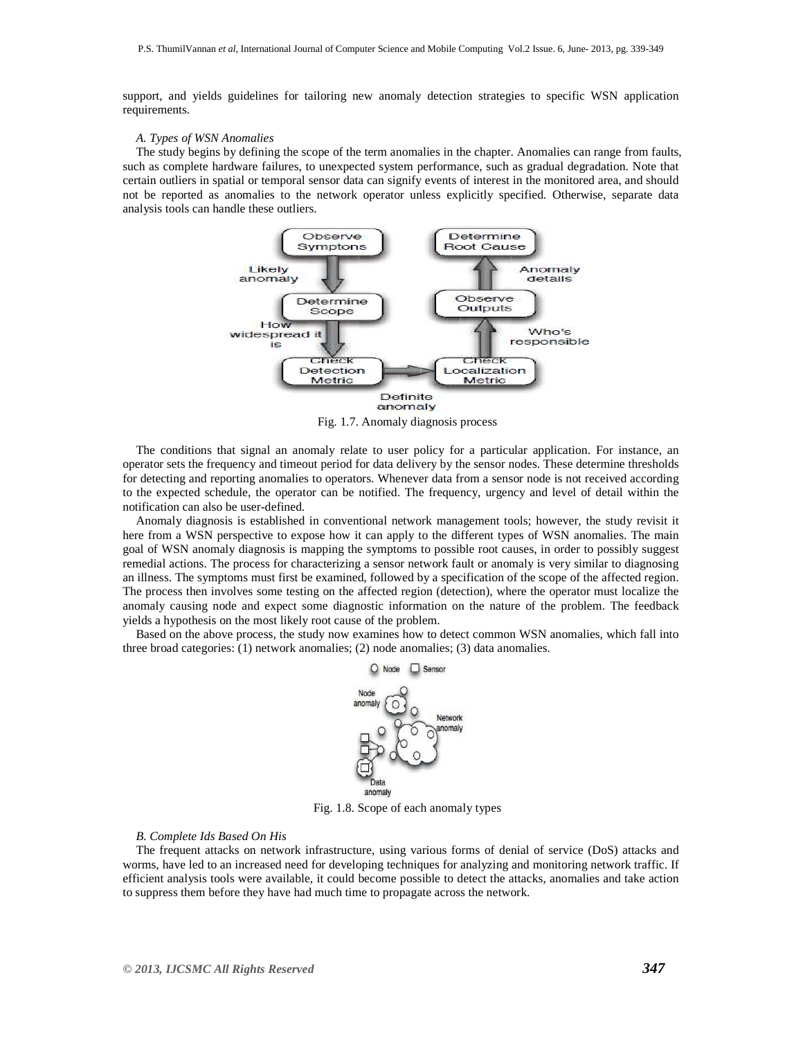support, and yields guidelines for tailoring new anomaly detection strategies to specific WSN application requirements.

### *A. Types of WSN Anomalies*

The study begins by defining the scope of the term anomalies in the chapter. Anomalies can range from faults, such as complete hardware failures, to unexpected system performance, such as gradual degradation. Note that certain outliers in spatial or temporal sensor data can signify events of interest in the monitored area, and should not be reported as anomalies to the network operator unless explicitly specified. Otherwise, separate data analysis tools can handle these outliers.

Fig. 1.7. Anomaly diagnosis process

The conditions that signal an anomaly relate to user policy for a particular application. For instance, an operator sets the frequency and timeout period for data delivery by the sensor nodes. These determine thresholds for detecting and reporting anomalies to operators. Whenever data from a sensor node is not received according to the expected schedule, the operator can be notified. The frequency, urgency and level of detail within the notification can also be user-defined.

Anomaly diagnosis is established in conventional network management tools; however, the study revisit it here from a WSN perspective to expose how it can apply to the different types of WSN anomalies. The main goal of WSN anomaly diagnosis is mapping the symptoms to possible root causes, in order to possibly suggest remedial actions. The process for characterizing a sensor network fault or anomaly is very similar to diagnosing an illness. The symptoms must first be examined, followed by a specification of the scope of the affected region. The process then involves some testing on the affected region (detection), where the operator must localize the anomaly causing node and expect some diagnostic information on the nature of the problem. The feedback yields a hypothesis on the most likely root cause of the problem.

Based on the above process, the study now examines how to detect common WSN anomalies, which fall into three broad categories: (1) network anomalies; (2) node anomalies; (3) data anomalies.

Fig. 1.8. Scope of each anomaly types

### *B. Complete Ids Based On His*

The frequent attacks on network infrastructure, using various forms of denial of service (DoS) attacks and worms, have led to an increased need for developing techniques for analyzing and monitoring network traffic. If efficient analysis tools were available, it could become possible to detect the attacks, anomalies and take action to suppress them before they have had much time to propagate across the network.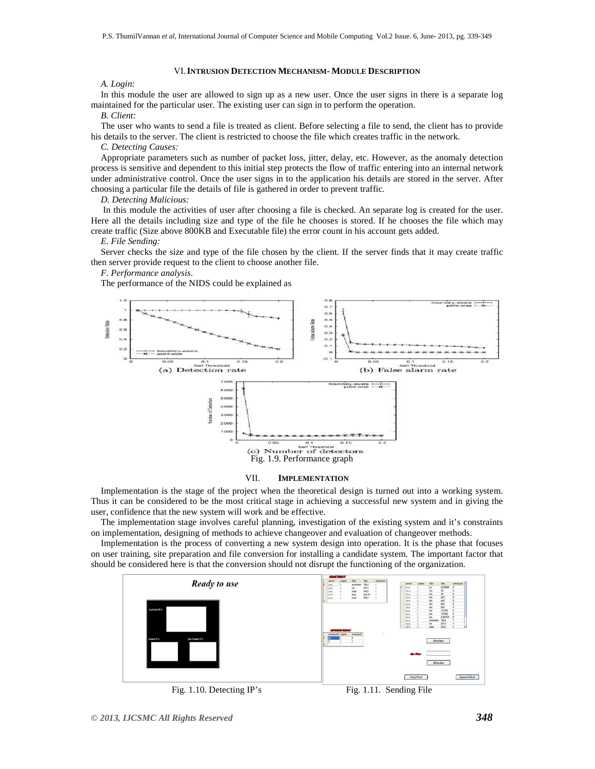## VI. Intrusion Detection Mechanism- Module Description

*A. Login:*

In this module the user are allowed to sign up as a new user. Once the user signs in there is a separate log maintained for the particular user. The existing user can sign in to perform the operation.

*B. Client:*

The user who wants to send a file is treated as client. Before selecting a file to send, the client has to provide his details to the server. The client is restricted to choose the file which creates traffic in the network.

*C. Detecting Causes:*

Appropriate parameters such as number of packet loss, jitter, delay, etc. However, as the anomaly detection process is sensitive and dependent to this initial step protects the flow of traffic entering into an internal network under administrative control. Once the user signs in to the application his details are stored in the server. After choosing a particular file the details of file is gathered in order to prevent traffic.

*D. Detecting Malicious:*

In this module the activities of user after choosing a file is checked. An separate log is created for the user. Here all the details including size and type of the file he chooses is stored. If he chooses the file which may create traffic (Size above 800KB and Executable file) the error count in his account gets added.

*E. File Sending:*

Server checks the size and type of the file chosen by the client. If the server finds that it may create traffic then server provide request to the client to choose another file.

*F. Performance analysis.*

The performance of the NIDS could be explained as

Detection Rate
1.2
1
0.8
0.6
0.4
0.2
0
0 0.05 0.1 0.15 0.2
Self Threshold
boundary-aware
point-wise
(a) Detection rate

False Alarm Rate
0.8
0.7
0.6
0.5
0.4
0.3
0.2
0.1
0
-0.1
0 0.05 0.1 0.15 0.2
Self Threshold
boundary-aware
point-wise
(b) False alarm rate

Number of Detectors
7000
6000
5000
4000
3000
2000
1000
0
0 0.05 0.1 0.15 0.2
Self Threshold
boundary-aware
point-wise
(c) Number of detectors

Fig. 1.9. Performance graph

## VII. Implementation

Implementation is the stage of the project when the theoretical design is turned out into a working system. Thus it can be considered to be the most critical stage in achieving a successful new system and in giving the user, confidence that the new system will work and be effective.

The implementation stage involves careful planning, investigation of the existing system and it's constraints on implementation, designing of methods to achieve changeover and evaluation of changeover methods.

Implementation is the process of converting a new system design into operation. It is the phase that focuses on user training, site preparation and file conversion for installing a candidate system. The important factor that should be considered here is that the conversion should not disrupt the functioning of the organization.

Ready to use
Available IP's
Tested IP's
Non Tested IP's

Fig. 1.10. Detecting IP's

Fig. 1.11. Sending File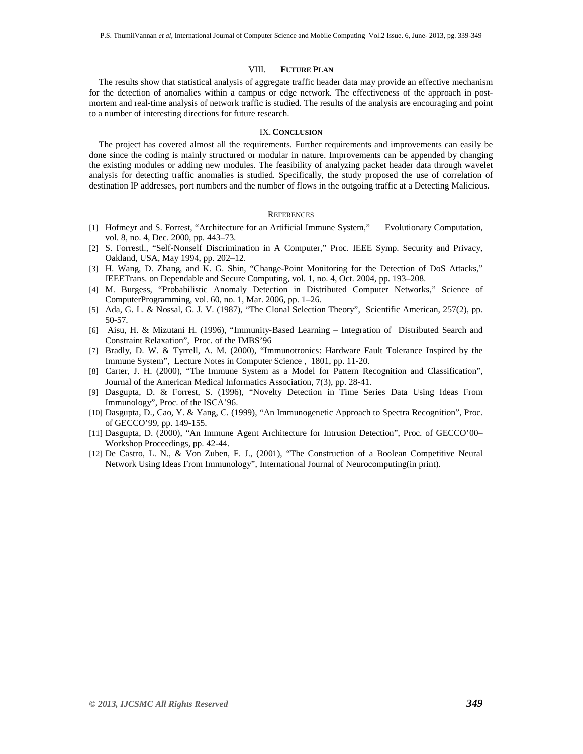## VIII. FUTURE PLAN

The results show that statistical analysis of aggregate traffic header data may provide an effective mechanism for the detection of anomalies within a campus or edge network. The effectiveness of the approach in post-mortem and real-time analysis of network traffic is studied. The results of the analysis are encouraging and point to a number of interesting directions for future research.

## IX. CONCLUSION

The project has covered almost all the requirements. Further requirements and improvements can easily be done since the coding is mainly structured or modular in nature. Improvements can be appended by changing the existing modules or adding new modules. The feasibility of analyzing packet header data through wavelet analysis for detecting traffic anomalies is studied. Specifically, the study proposed the use of correlation of destination IP addresses, port numbers and the number of flows in the outgoing traffic at a Detecting Malicious.

## REFERENCES

[1] Hofmeyr and S. Forrest, "Architecture for an Artificial Immune System," Evolutionary Computation, vol. 8, no. 4, Dec. 2000, pp. 443–73.

[2] S. Forrestl., "Self-Nonself Discrimination in A Computer," Proc. IEEE Symp. Security and Privacy, Oakland, USA, May 1994, pp. 202–12.

[3] H. Wang, D. Zhang, and K. G. Shin, "Change-Point Monitoring for the Detection of DoS Attacks," IEEETrans. on Dependable and Secure Computing, vol. 1, no. 4, Oct. 2004, pp. 193–208.

[4] M. Burgess, "Probabilistic Anomaly Detection in Distributed Computer Networks," Science of ComputerProgramming, vol. 60, no. 1, Mar. 2006, pp. 1–26.

[5] Ada, G. L. & Nossal, G. J. V. (1987), "The Clonal Selection Theory", Scientific American, 257(2), pp. 50-57.

[6] Aisu, H. & Mizutani H. (1996), "Immunity-Based Learning – Integration of Distributed Search and Constraint Relaxation", Proc. of the IMBS'96

[7] Bradly, D. W. & Tyrrell, A. M. (2000), "Immunotronics: Hardware Fault Tolerance Inspired by the Immune System", Lecture Notes in Computer Science , 1801, pp. 11-20.

[8] Carter, J. H. (2000), "The Immune System as a Model for Pattern Recognition and Classification", Journal of the American Medical Informatics Association, 7(3), pp. 28-41.

[9] Dasgupta, D. & Forrest, S. (1996), "Novelty Detection in Time Series Data Using Ideas From Immunology", Proc. of the ISCA'96.

[10] Dasgupta, D., Cao, Y. & Yang, C. (1999), "An Immunogenetic Approach to Spectra Recognition", Proc. of GECCO'99, pp. 149-155.

[11] Dasgupta, D. (2000), "An Immune Agent Architecture for Intrusion Detection", Proc. of GECCO'00– Workshop Proceedings, pp. 42-44.

[12] De Castro, L. N., & Von Zuben, F. J., (2001), "The Construction of a Boolean Competitive Neural Network Using Ideas From Immunology", International Journal of Neurocomputing(in print).